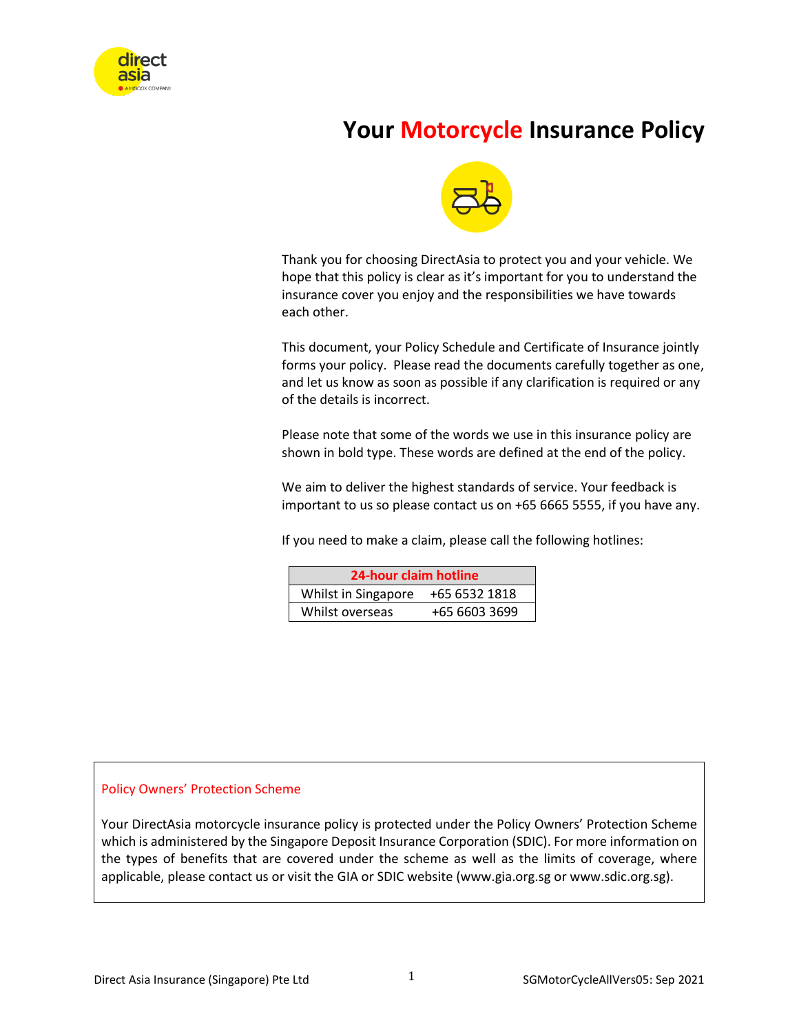# Your Motorcycle Insurance Policy

Thank you for choosing DirectAsia to protect you and your vehicle. We hope that this policy is clear as it's important for you to understand the insurance cover you enjoy and the responsibilities we have towards each other.

This document, your Policy Schedule and Certificate of Insurance jointly forms your policy. Please read the documents carefully together as one, and let us know as soon as possible if any clarification is required or any of the details is incorrect.

Please note that some of the words we use in this insurance policy are shown in bold type. These words are defined at the end of the policy.

We aim to deliver the highest standards of service. Your feedback is important to us so please contact us on +65 6665 5555, if you have any.

If you need to make a claim, please call the following hotlines:

| 24-hour claim hotline | |
|---|---|
| Whilst in Singapore | +65 6532 1818 |
| Whilst overseas | +65 6603 3699 |

## Policy Owners' Protection Scheme

Your DirectAsia motorcycle insurance policy is protected under the Policy Owners' Protection Scheme which is administered by the Singapore Deposit Insurance Corporation (SDIC). For more information on the types of benefits that are covered under the scheme as well as the limits of coverage, where applicable, please contact us or visit the GIA or SDIC website (www.gia.org.sg or www.sdic.org.sg).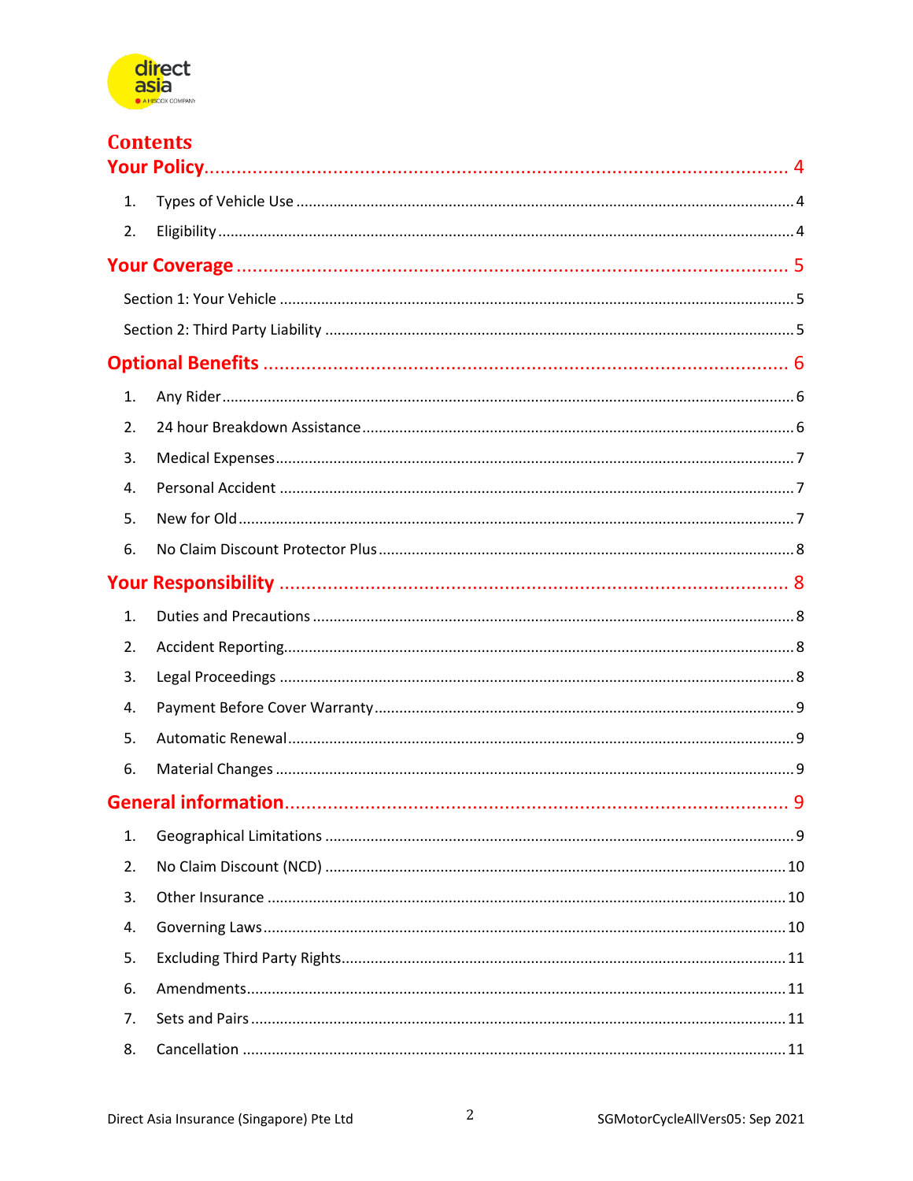# Contents

## Your Policy ........................................................................................................ 4

1. Types of Vehicle Use ........................................................................................................ 4
2. Eligibility ........................................................................................................ 4

## Your Coverage ........................................................................................................ 5

Section 1: Your Vehicle ........................................................................................................ 5

Section 2: Third Party Liability ........................................................................................................ 5

## Optional Benefits ........................................................................................................ 6

1. Any Rider ........................................................................................................ 6
2. 24 hour Breakdown Assistance ........................................................................................................ 6
3. Medical Expenses ........................................................................................................ 7
4. Personal Accident ........................................................................................................ 7
5. New for Old ........................................................................................................ 7
6. No Claim Discount Protector Plus ........................................................................................................ 8

## Your Responsibility ........................................................................................................ 8

1. Duties and Precautions ........................................................................................................ 8
2. Accident Reporting ........................................................................................................ 8
3. Legal Proceedings ........................................................................................................ 8
4. Payment Before Cover Warranty ........................................................................................................ 9
5. Automatic Renewal ........................................................................................................ 9
6. Material Changes ........................................................................................................ 9

## General information ........................................................................................................ 9

1. Geographical Limitations ........................................................................................................ 9
2. No Claim Discount (NCD) ........................................................................................................ 10
3. Other Insurance ........................................................................................................ 10
4. Governing Laws ........................................................................................................ 10
5. Excluding Third Party Rights ........................................................................................................ 11
6. Amendments ........................................................................................................ 11
7. Sets and Pairs ........................................................................................................ 11
8. Cancellation ........................................................................................................ 11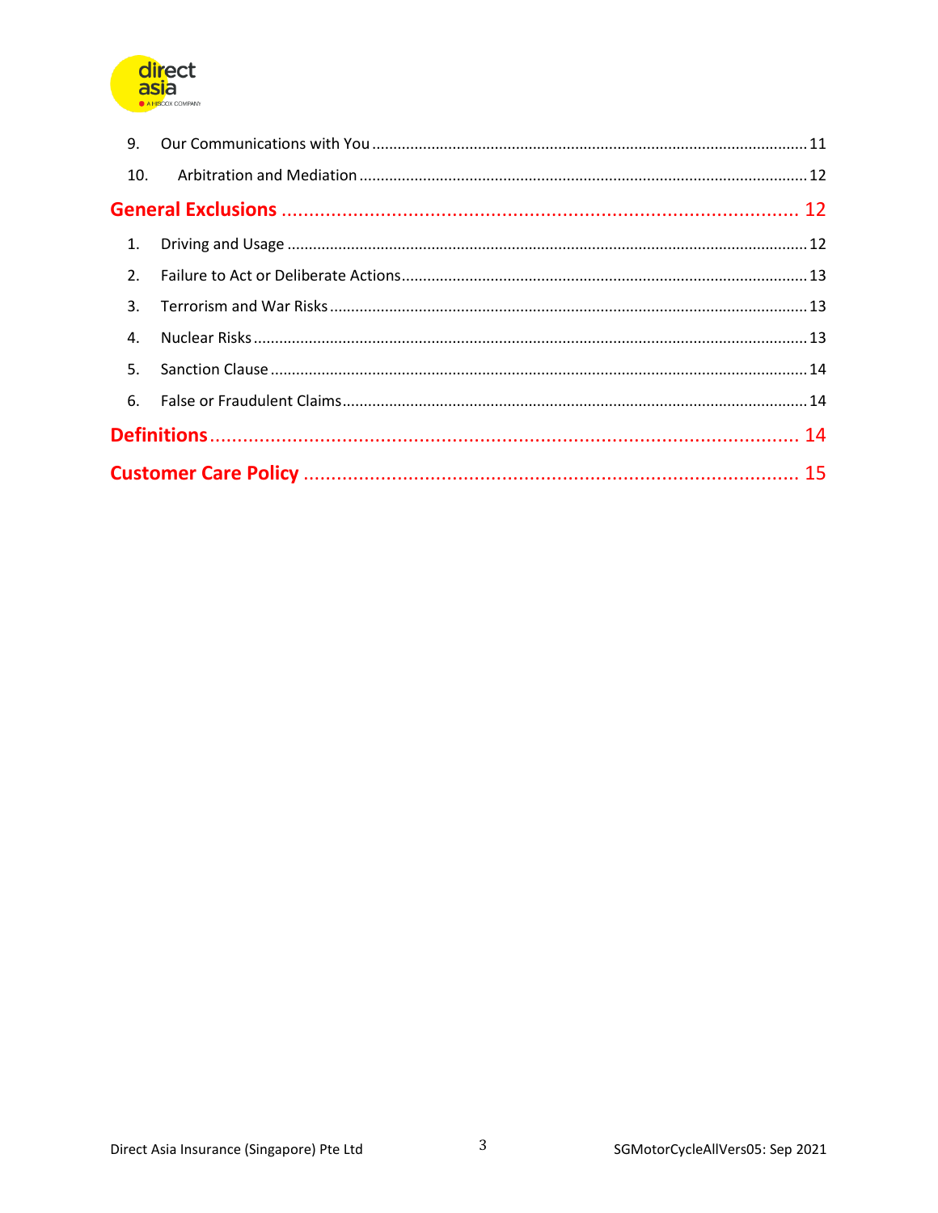9. Our Communications with You ...... 11

10. Arbitration and Mediation ...... 12

**General Exclusions ...... 12**

1. Driving and Usage ...... 12
2. Failure to Act or Deliberate Actions ...... 13
3. Terrorism and War Risks ...... 13
4. Nuclear Risks ...... 13
5. Sanction Clause ...... 14
6. False or Fraudulent Claims ...... 14

**Definitions ...... 14**

**Customer Care Policy ...... 15**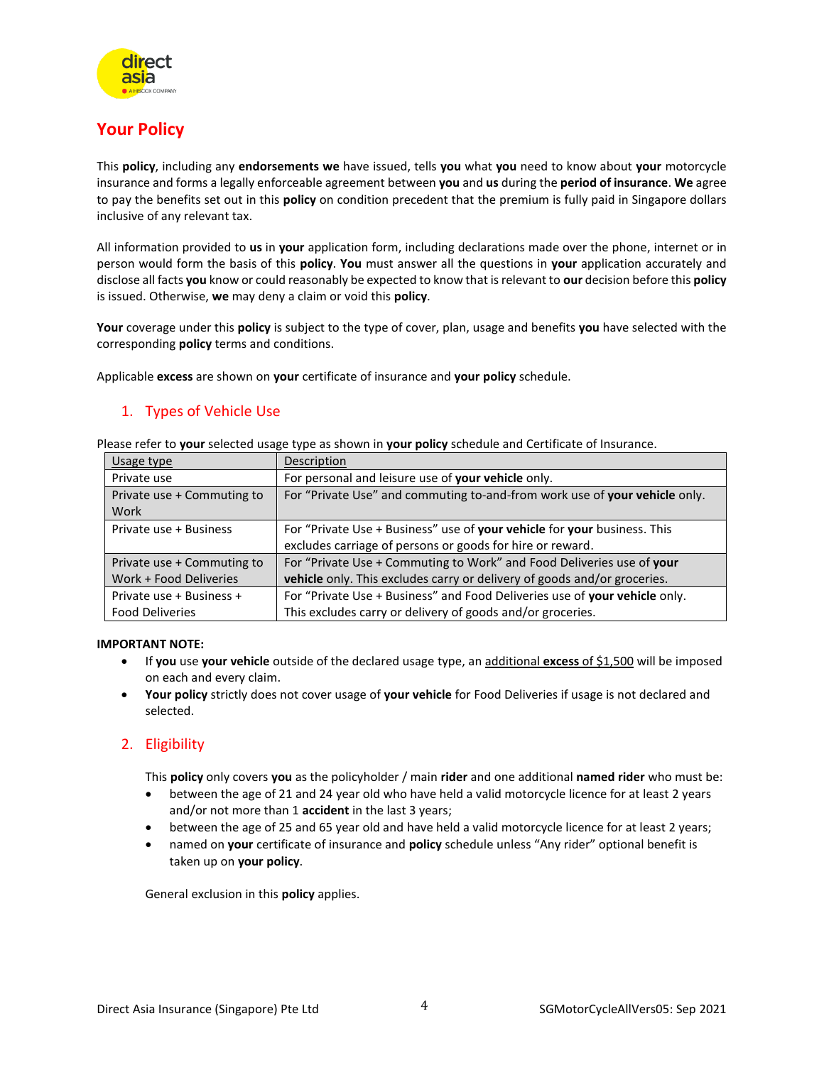## Your Policy

This **policy**, including any **endorsements we** have issued, tells **you** what **you** need to know about **your** motorcycle insurance and forms a legally enforceable agreement between **you** and **us** during the **period of insurance**. **We** agree to pay the benefits set out in this **policy** on condition precedent that the premium is fully paid in Singapore dollars inclusive of any relevant tax.

All information provided to **us** in **your** application form, including declarations made over the phone, internet or in person would form the basis of this **policy**. **You** must answer all the questions in **your** application accurately and disclose all facts **you** know or could reasonably be expected to know that is relevant to **our** decision before this **policy** is issued. Otherwise, **we** may deny a claim or void this **policy**.

**Your** coverage under this **policy** is subject to the type of cover, plan, usage and benefits **you** have selected with the corresponding **policy** terms and conditions.

Applicable **excess** are shown on **your** certificate of insurance and **your policy** schedule.

### 1. Types of Vehicle Use

Please refer to **your** selected usage type as shown in **your policy** schedule and Certificate of Insurance.

| Usage type | Description |
|---|---|
| Private use | For personal and leisure use of **your vehicle** only. |
| Private use + Commuting to Work | For "Private Use" and commuting to-and-from work use of **your vehicle** only. |
| Private use + Business | For "Private Use + Business" use of **your vehicle** for **your** business. This excludes carriage of persons or goods for hire or reward. |
| Private use + Commuting to Work + Food Deliveries | For "Private Use + Commuting to Work" and Food Deliveries use of **your vehicle** only. This excludes carry or delivery of goods and/or groceries. |
| Private use + Business + Food Deliveries | For "Private Use + Business" and Food Deliveries use of **your vehicle** only. This excludes carry or delivery of goods and/or groceries. |

**IMPORTANT NOTE:**

- If **you** use **your vehicle** outside of the declared usage type, an additional **excess** of $1,500 will be imposed on each and every claim.
- **Your policy** strictly does not cover usage of **your vehicle** for Food Deliveries if usage is not declared and selected.

### 2. Eligibility

This **policy** only covers **you** as the policyholder / main **rider** and one additional **named rider** who must be:

- between the age of 21 and 24 year old who have held a valid motorcycle licence for at least 2 years and/or not more than 1 **accident** in the last 3 years;
- between the age of 25 and 65 year old and have held a valid motorcycle licence for at least 2 years;
- named on **your** certificate of insurance and **policy** schedule unless "Any rider" optional benefit is taken up on **your policy**.

General exclusion in this **policy** applies.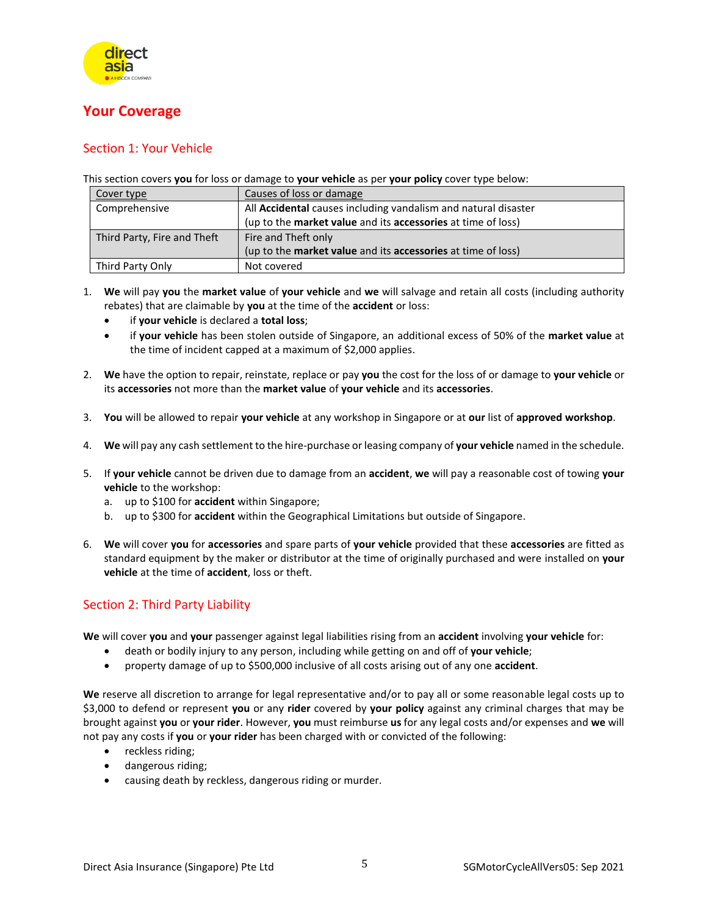## Your Coverage

### Section 1: Your Vehicle

This section covers **you** for loss or damage to **your vehicle** as per **your policy** cover type below:

| Cover type | Causes of loss or damage |
|---|---|
| Comprehensive | All **Accidental** causes including vandalism and natural disaster (up to the **market value** and its **accessories** at time of loss) |
| Third Party, Fire and Theft | Fire and Theft only (up to the **market value** and its **accessories** at time of loss) |
| Third Party Only | Not covered |

1. **We** will pay **you** the **market value** of **your vehicle** and **we** will salvage and retain all costs (including authority rebates) that are claimable by **you** at the time of the **accident** or loss:
   - if **your vehicle** is declared a **total loss**;
   - if **your vehicle** has been stolen outside of Singapore, an additional excess of 50% of the **market value** at the time of incident capped at a maximum of $2,000 applies.

2. **We** have the option to repair, reinstate, replace or pay **you** the cost for the loss of or damage to **your vehicle** or its **accessories** not more than the **market value** of **your vehicle** and its **accessories**.

3. **You** will be allowed to repair **your vehicle** at any workshop in Singapore or at **our** list of **approved workshop**.

4. **We** will pay any cash settlement to the hire-purchase or leasing company of **your vehicle** named in the schedule.

5. If **your vehicle** cannot be driven due to damage from an **accident**, **we** will pay a reasonable cost of towing **your vehicle** to the workshop:
   a. up to $100 for **accident** within Singapore;
   b. up to $300 for **accident** within the Geographical Limitations but outside of Singapore.

6. **We** will cover **you** for **accessories** and spare parts of **your vehicle** provided that these **accessories** are fitted as standard equipment by the maker or distributor at the time of originally purchased and were installed on **your vehicle** at the time of **accident**, loss or theft.

### Section 2: Third Party Liability

**We** will cover **you** and **your** passenger against legal liabilities rising from an **accident** involving **your vehicle** for:

- death or bodily injury to any person, including while getting on and off of **your vehicle**;
- property damage of up to $500,000 inclusive of all costs arising out of any one **accident**.

**We** reserve all discretion to arrange for legal representative and/or to pay all or some reasonable legal costs up to $3,000 to defend or represent **you** or any **rider** covered by **your policy** against any criminal charges that may be brought against **you** or **your rider**. However, **you** must reimburse **us** for any legal costs and/or expenses and **we** will not pay any costs if **you** or **your rider** has been charged with or convicted of the following:

- reckless riding;
- dangerous riding;
- causing death by reckless, dangerous riding or murder.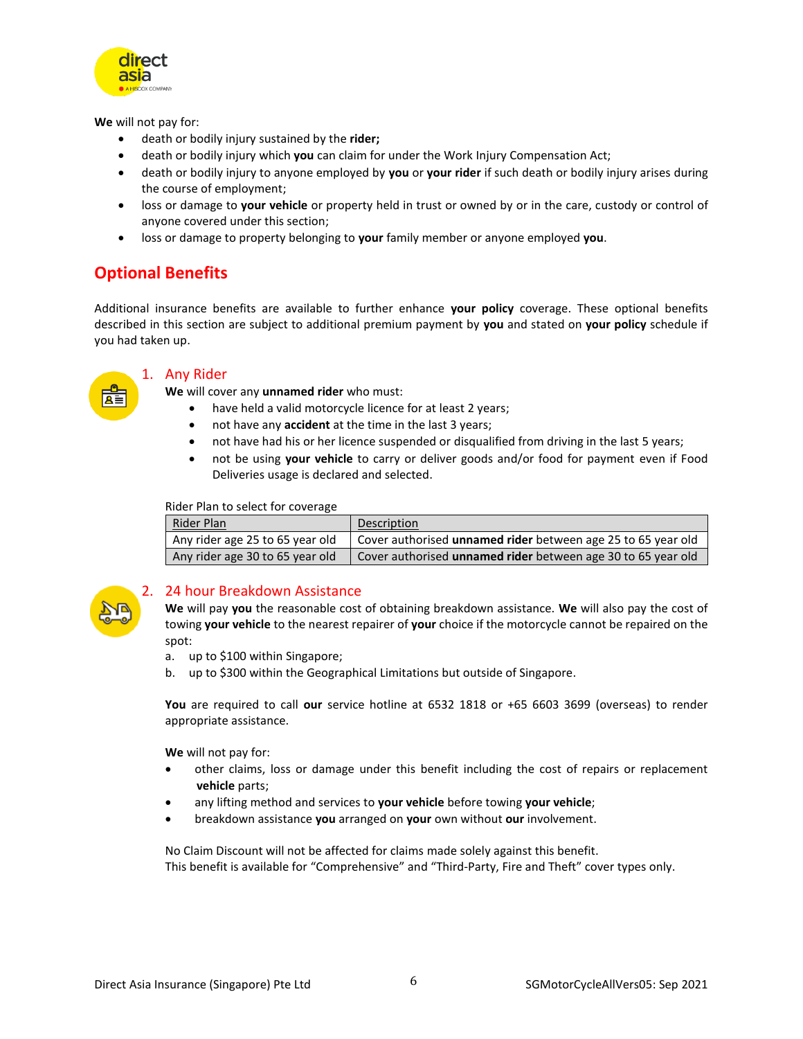**We** will not pay for:

- death or bodily injury sustained by the **rider;**
- death or bodily injury which **you** can claim for under the Work Injury Compensation Act;
- death or bodily injury to anyone employed by **you** or **your rider** if such death or bodily injury arises during the course of employment;
- loss or damage to **your vehicle** or property held in trust or owned by or in the care, custody or control of anyone covered under this section;
- loss or damage to property belonging to **your** family member or anyone employed **you**.

## Optional Benefits

Additional insurance benefits are available to further enhance **your policy** coverage. These optional benefits described in this section are subject to additional premium payment by **you** and stated on **your policy** schedule if you had taken up.

### 1. Any Rider

**We** will cover any **unnamed rider** who must:

- have held a valid motorcycle licence for at least 2 years;
- not have any **accident** at the time in the last 3 years;
- not have had his or her licence suspended or disqualified from driving in the last 5 years;
- not be using **your vehicle** to carry or deliver goods and/or food for payment even if Food Deliveries usage is declared and selected.

Rider Plan to select for coverage

| Rider Plan | Description |
|---|---|
| Any rider age 25 to 65 year old | Cover authorised **unnamed rider** between age 25 to 65 year old |
| Any rider age 30 to 65 year old | Cover authorised **unnamed rider** between age 30 to 65 year old |

### 2. 24 hour Breakdown Assistance

**We** will pay **you** the reasonable cost of obtaining breakdown assistance. **We** will also pay the cost of towing **your vehicle** to the nearest repairer of **your** choice if the motorcycle cannot be repaired on the spot:

a. up to $100 within Singapore;

b. up to $300 within the Geographical Limitations but outside of Singapore.

**You** are required to call **our** service hotline at 6532 1818 or +65 6603 3699 (overseas) to render appropriate assistance.

**We** will not pay for:

- other claims, loss or damage under this benefit including the cost of repairs or replacement **vehicle** parts;
- any lifting method and services to **your vehicle** before towing **your vehicle**;
- breakdown assistance **you** arranged on **your** own without **our** involvement.

No Claim Discount will not be affected for claims made solely against this benefit.
This benefit is available for "Comprehensive" and "Third-Party, Fire and Theft" cover types only.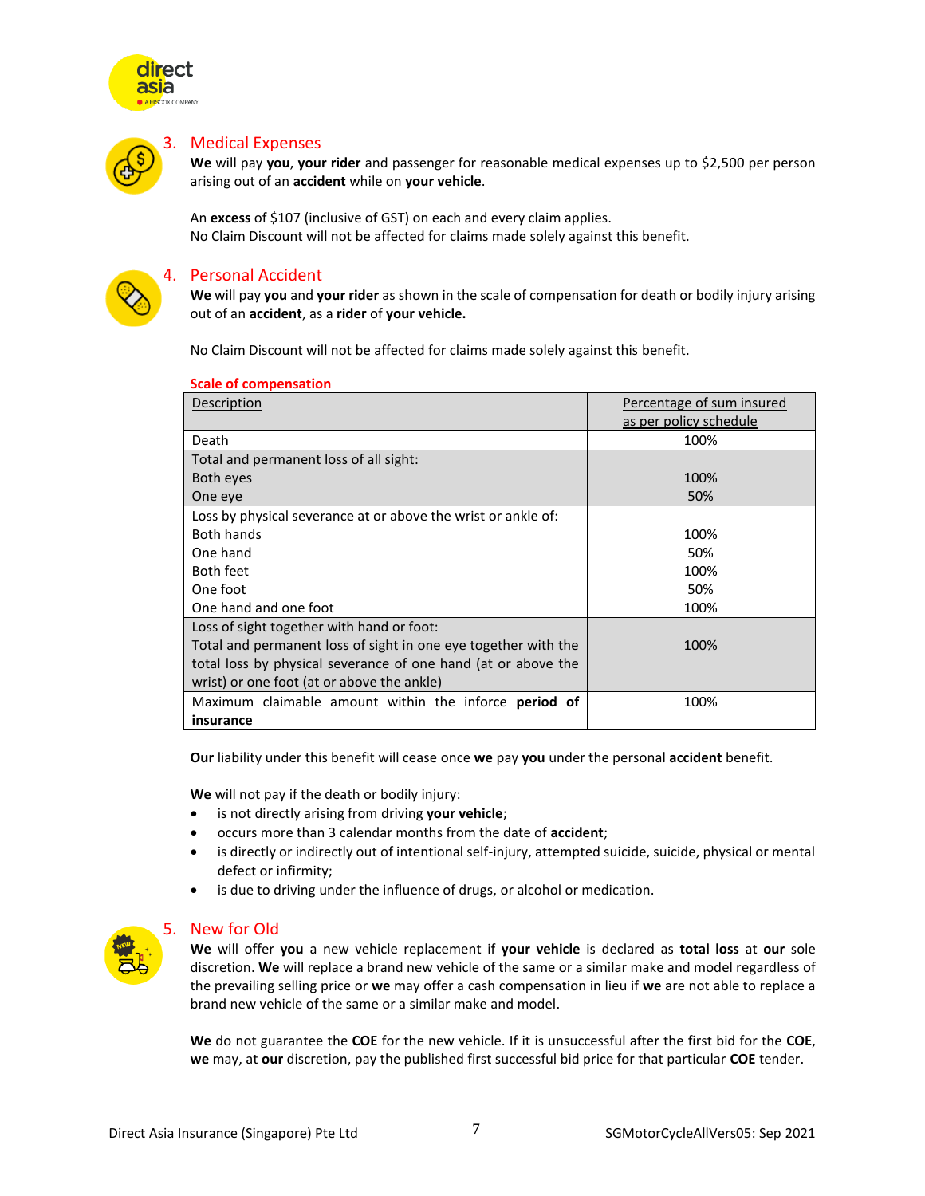## 3. Medical Expenses

**We** will pay **you**, **your rider** and passenger for reasonable medical expenses up to $2,500 per person arising out of an **accident** while on **your vehicle**.

An **excess** of $107 (inclusive of GST) on each and every claim applies.
No Claim Discount will not be affected for claims made solely against this benefit.

## 4. Personal Accident

**We** will pay **you** and **your rider** as shown in the scale of compensation for death or bodily injury arising out of an **accident**, as a **rider** of **your vehicle.**

No Claim Discount will not be affected for claims made solely against this benefit.

**Scale of compensation**

| Description | Percentage of sum insured as per policy schedule |
|---|---|
| Death | 100% |
| Total and permanent loss of all sight: | |
| Both eyes | 100% |
| One eye | 50% |
| Loss by physical severance at or above the wrist or ankle of: | |
| Both hands | 100% |
| One hand | 50% |
| Both feet | 100% |
| One foot | 50% |
| One hand and one foot | 100% |
| Loss of sight together with hand or foot: Total and permanent loss of sight in one eye together with the total loss by physical severance of one hand (at or above the wrist) or one foot (at or above the ankle) | 100% |
| Maximum claimable amount within the inforce **period of insurance** | 100% |

**Our** liability under this benefit will cease once **we** pay **you** under the personal **accident** benefit.

**We** will not pay if the death or bodily injury:

- is not directly arising from driving **your vehicle**;
- occurs more than 3 calendar months from the date of **accident**;
- is directly or indirectly out of intentional self-injury, attempted suicide, suicide, physical or mental defect or infirmity;
- is due to driving under the influence of drugs, or alcohol or medication.

## 5. New for Old

**We** will offer **you** a new vehicle replacement if **your vehicle** is declared as **total loss** at **our** sole discretion. **We** will replace a brand new vehicle of the same or a similar make and model regardless of the prevailing selling price or **we** may offer a cash compensation in lieu if **we** are not able to replace a brand new vehicle of the same or a similar make and model.

**We** do not guarantee the **COE** for the new vehicle. If it is unsuccessful after the first bid for the **COE**, **we** may, at **our** discretion, pay the published first successful bid price for that particular **COE** tender.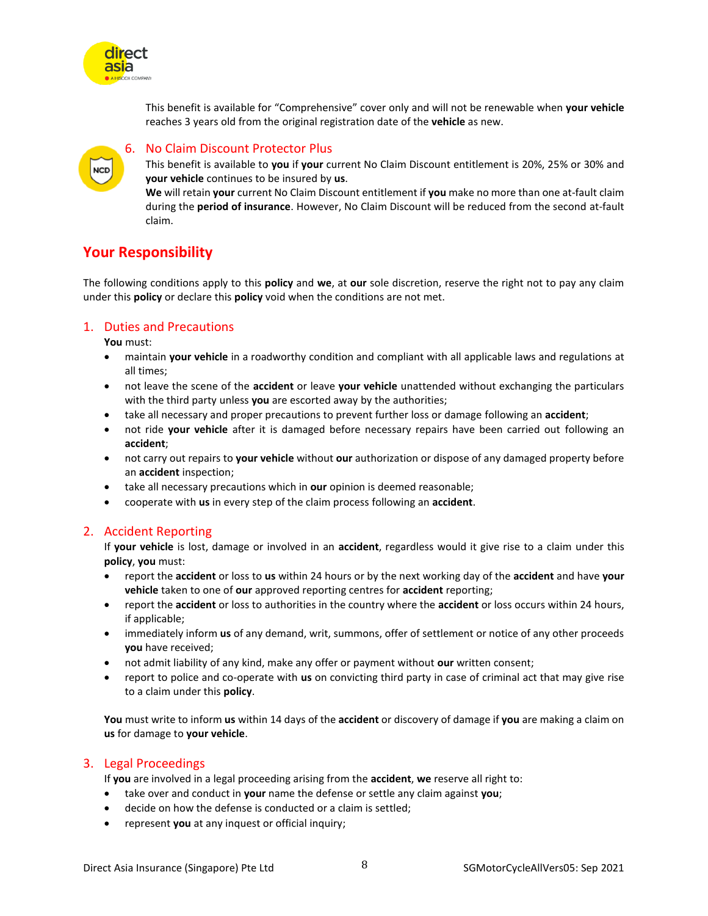This benefit is available for "Comprehensive" cover only and will not be renewable when **your vehicle** reaches 3 years old from the original registration date of the **vehicle** as new.

### 6. No Claim Discount Protector Plus

This benefit is available to **you** if **your** current No Claim Discount entitlement is 20%, 25% or 30% and **your vehicle** continues to be insured by **us**.

**We** will retain **your** current No Claim Discount entitlement if **you** make no more than one at-fault claim during the **period of insurance**. However, No Claim Discount will be reduced from the second at-fault claim.

## Your Responsibility

The following conditions apply to this **policy** and **we**, at **our** sole discretion, reserve the right not to pay any claim under this **policy** or declare this **policy** void when the conditions are not met.

### 1. Duties and Precautions

**You** must:

- maintain **your vehicle** in a roadworthy condition and compliant with all applicable laws and regulations at all times;
- not leave the scene of the **accident** or leave **your vehicle** unattended without exchanging the particulars with the third party unless **you** are escorted away by the authorities;
- take all necessary and proper precautions to prevent further loss or damage following an **accident**;
- not ride **your vehicle** after it is damaged before necessary repairs have been carried out following an **accident**;
- not carry out repairs to **your vehicle** without **our** authorization or dispose of any damaged property before an **accident** inspection;
- take all necessary precautions which in **our** opinion is deemed reasonable;
- cooperate with **us** in every step of the claim process following an **accident**.

### 2. Accident Reporting

If **your vehicle** is lost, damage or involved in an **accident**, regardless would it give rise to a claim under this **policy**, **you** must:

- report the **accident** or loss to **us** within 24 hours or by the next working day of the **accident** and have **your vehicle** taken to one of **our** approved reporting centres for **accident** reporting;
- report the **accident** or loss to authorities in the country where the **accident** or loss occurs within 24 hours, if applicable;
- immediately inform **us** of any demand, writ, summons, offer of settlement or notice of any other proceeds **you** have received;
- not admit liability of any kind, make any offer or payment without **our** written consent;
- report to police and co-operate with **us** on convicting third party in case of criminal act that may give rise to a claim under this **policy**.

**You** must write to inform **us** within 14 days of the **accident** or discovery of damage if **you** are making a claim on **us** for damage to **your vehicle**.

### 3. Legal Proceedings

If **you** are involved in a legal proceeding arising from the **accident**, **we** reserve all right to:

- take over and conduct in **your** name the defense or settle any claim against **you**;
- decide on how the defense is conducted or a claim is settled;
- represent **you** at any inquest or official inquiry;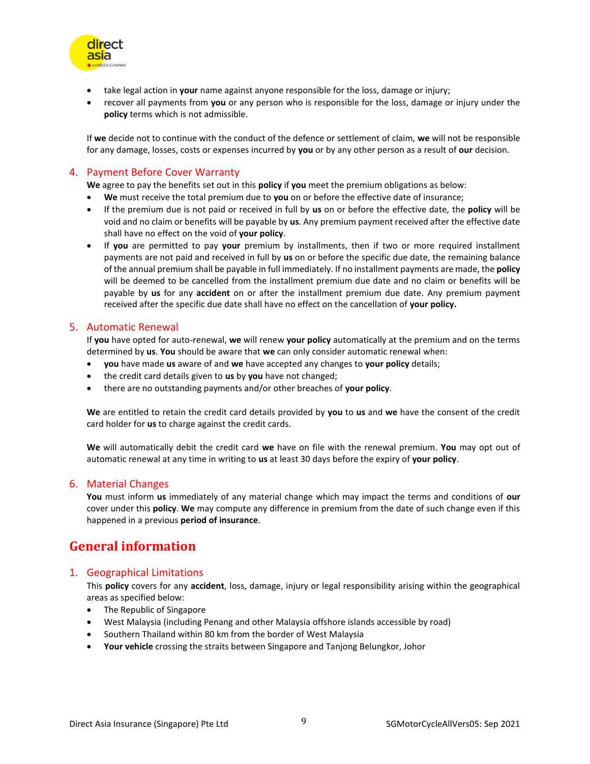- take legal action in **your** name against anyone responsible for the loss, damage or injury;
- recover all payments from **you** or any person who is responsible for the loss, damage or injury under the **policy** terms which is not admissible.

If **we** decide not to continue with the conduct of the defence or settlement of claim, **we** will not be responsible for any damage, losses, costs or expenses incurred by **you** or by any other person as a result of **our** decision.

### 4. Payment Before Cover Warranty

**We** agree to pay the benefits set out in this **policy** if **you** meet the premium obligations as below:

- **We** must receive the total premium due to **you** on or before the effective date of insurance;
- If the premium due is not paid or received in full by **us** on or before the effective date, the **policy** will be void and no claim or benefits will be payable by **us**. Any premium payment received after the effective date shall have no effect on the void of **your policy**.
- If **you** are permitted to pay **your** premium by installments, then if two or more required installment payments are not paid and received in full by **us** on or before the specific due date, the remaining balance of the annual premium shall be payable in full immediately. If no installment payments are made, the **policy** will be deemed to be cancelled from the installment premium due date and no claim or benefits will be payable by **us** for any **accident** on or after the installment premium due date. Any premium payment received after the specific due date shall have no effect on the cancellation of **your policy.**

### 5. Automatic Renewal

If **you** have opted for auto-renewal, **we** will renew **your policy** automatically at the premium and on the terms determined by **us**. **You** should be aware that **we** can only consider automatic renewal when:

- **you** have made **us** aware of and **we** have accepted any changes to **your policy** details;
- the credit card details given to **us** by **you** have not changed;
- there are no outstanding payments and/or other breaches of **your policy**.

**We** are entitled to retain the credit card details provided by **you** to **us** and **we** have the consent of the credit card holder for **us** to charge against the credit cards.

**We** will automatically debit the credit card **we** have on file with the renewal premium. **You** may opt out of automatic renewal at any time in writing to **us** at least 30 days before the expiry of **your policy**.

### 6. Material Changes

**You** must inform **us** immediately of any material change which may impact the terms and conditions of **our** cover under this **policy**. **We** may compute any difference in premium from the date of such change even if this happened in a previous **period of insurance**.

## General information

### 1. Geographical Limitations

This **policy** covers for any **accident**, loss, damage, injury or legal responsibility arising within the geographical areas as specified below:

- The Republic of Singapore
- West Malaysia (including Penang and other Malaysia offshore islands accessible by road)
- Southern Thailand within 80 km from the border of West Malaysia
- **Your vehicle** crossing the straits between Singapore and Tanjong Belungkor, Johor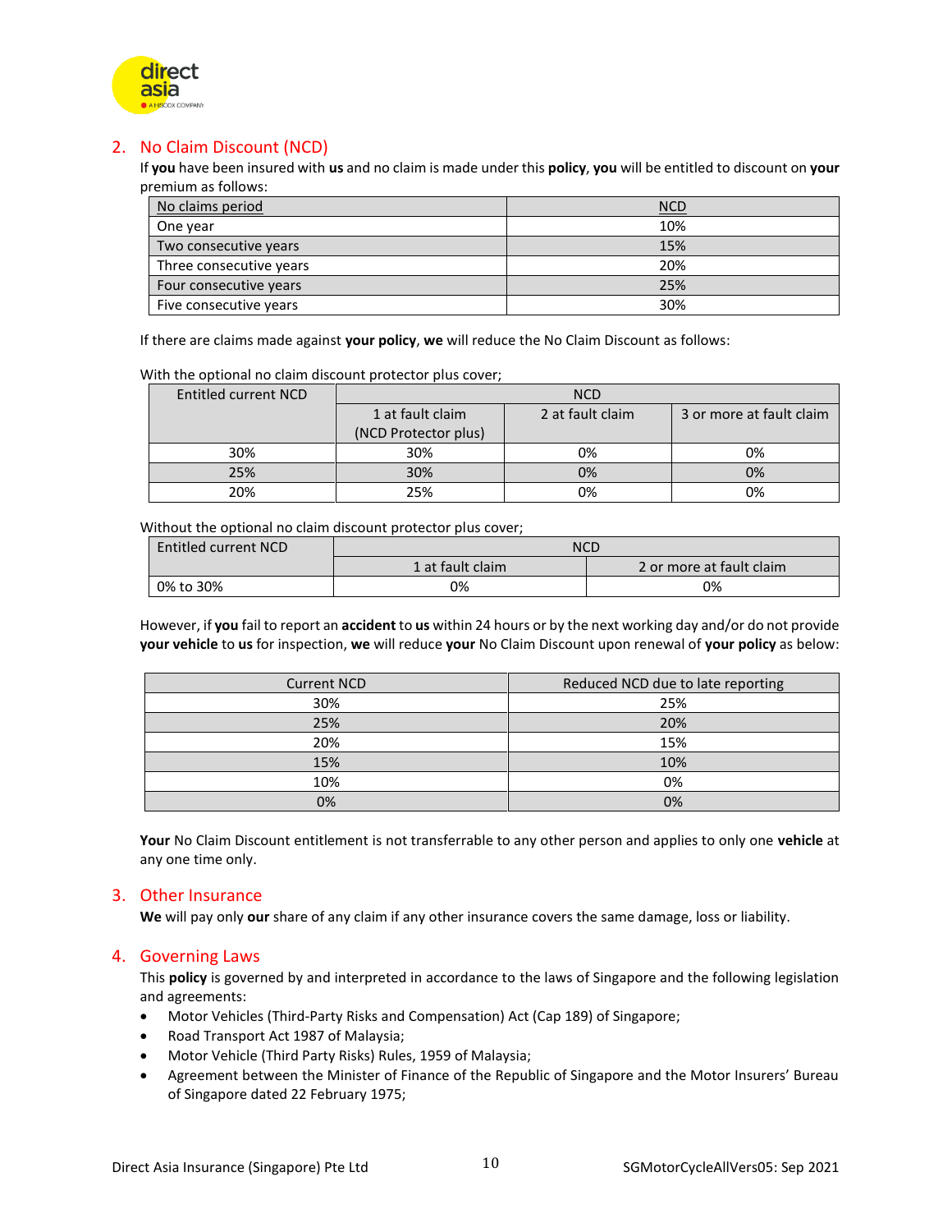## 2. No Claim Discount (NCD)

If **you** have been insured with **us** and no claim is made under this **policy**, **you** will be entitled to discount on **your** premium as follows:

| No claims period | NCD |
|---|---|
| One year | 10% |
| Two consecutive years | 15% |
| Three consecutive years | 20% |
| Four consecutive years | 25% |
| Five consecutive years | 30% |

If there are claims made against **your policy**, **we** will reduce the No Claim Discount as follows:

With the optional no claim discount protector plus cover;

| Entitled current NCD | NCD | | |
|---|---|---|---|
| | 1 at fault claim (NCD Protector plus) | 2 at fault claim | 3 or more at fault claim |
| 30% | 30% | 0% | 0% |
| 25% | 30% | 0% | 0% |
| 20% | 25% | 0% | 0% |

Without the optional no claim discount protector plus cover;

| Entitled current NCD | NCD | |
|---|---|---|
| | 1 at fault claim | 2 or more at fault claim |
| 0% to 30% | 0% | 0% |

However, if **you** fail to report an **accident** to **us** within 24 hours or by the next working day and/or do not provide **your vehicle** to **us** for inspection, **we** will reduce **your** No Claim Discount upon renewal of **your policy** as below:

| Current NCD | Reduced NCD due to late reporting |
|---|---|
| 30% | 25% |
| 25% | 20% |
| 20% | 15% |
| 15% | 10% |
| 10% | 0% |
| 0% | 0% |

**Your** No Claim Discount entitlement is not transferrable to any other person and applies to only one **vehicle** at any one time only.

## 3. Other Insurance

**We** will pay only **our** share of any claim if any other insurance covers the same damage, loss or liability.

## 4. Governing Laws

This **policy** is governed by and interpreted in accordance to the laws of Singapore and the following legislation and agreements:

- Motor Vehicles (Third-Party Risks and Compensation) Act (Cap 189) of Singapore;
- Road Transport Act 1987 of Malaysia;
- Motor Vehicle (Third Party Risks) Rules, 1959 of Malaysia;
- Agreement between the Minister of Finance of the Republic of Singapore and the Motor Insurers' Bureau of Singapore dated 22 February 1975;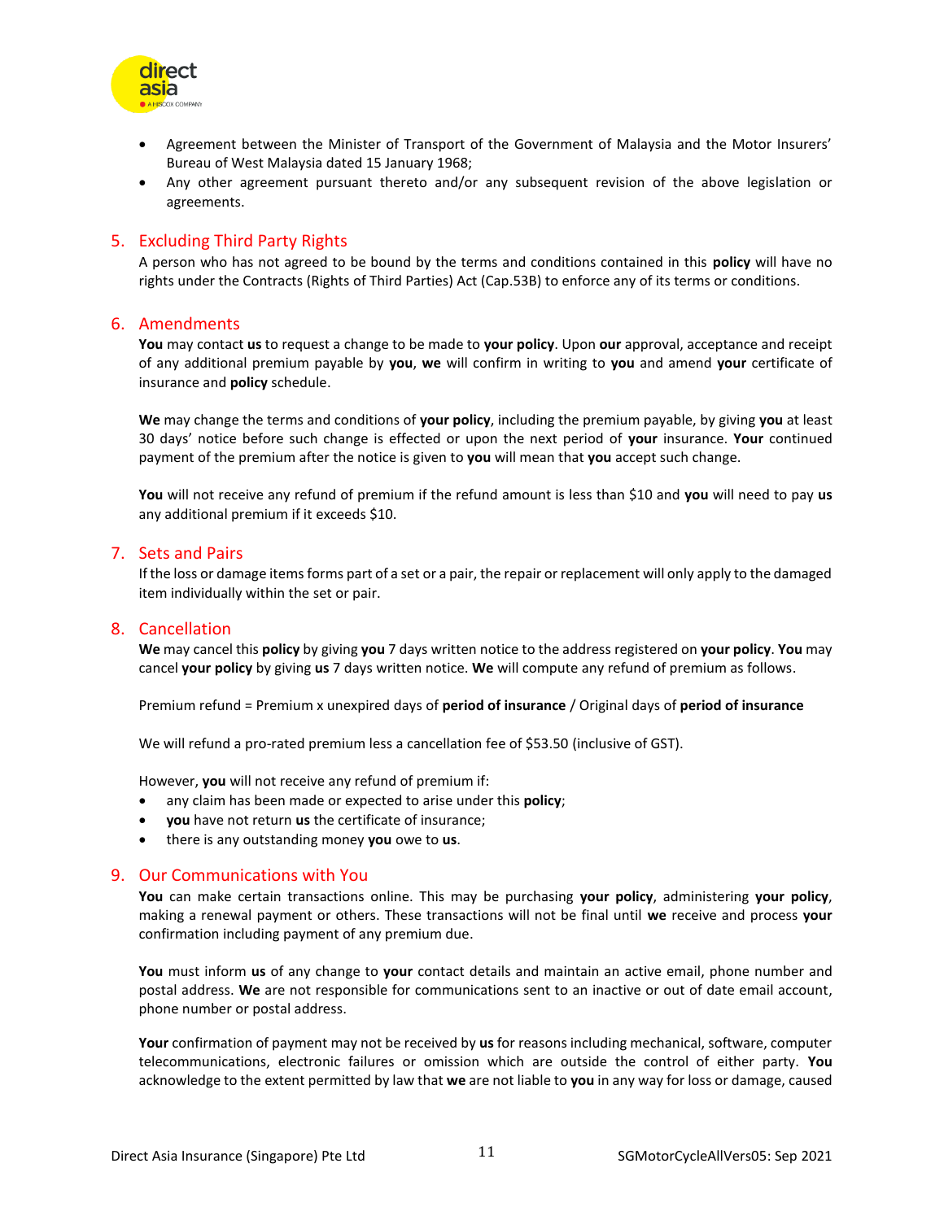- Agreement between the Minister of Transport of the Government of Malaysia and the Motor Insurers' Bureau of West Malaysia dated 15 January 1968;
- Any other agreement pursuant thereto and/or any subsequent revision of the above legislation or agreements.

## 5. Excluding Third Party Rights

A person who has not agreed to be bound by the terms and conditions contained in this **policy** will have no rights under the Contracts (Rights of Third Parties) Act (Cap.53B) to enforce any of its terms or conditions.

## 6. Amendments

**You** may contact **us** to request a change to be made to **your policy**. Upon **our** approval, acceptance and receipt of any additional premium payable by **you**, **we** will confirm in writing to **you** and amend **your** certificate of insurance and **policy** schedule.

**We** may change the terms and conditions of **your policy**, including the premium payable, by giving **you** at least 30 days' notice before such change is effected or upon the next period of **your** insurance. **Your** continued payment of the premium after the notice is given to **you** will mean that **you** accept such change.

**You** will not receive any refund of premium if the refund amount is less than $10 and **you** will need to pay **us** any additional premium if it exceeds $10.

## 7. Sets and Pairs

If the loss or damage items forms part of a set or a pair, the repair or replacement will only apply to the damaged item individually within the set or pair.

## 8. Cancellation

**We** may cancel this **policy** by giving **you** 7 days written notice to the address registered on **your policy**. **You** may cancel **your policy** by giving **us** 7 days written notice. **We** will compute any refund of premium as follows.

Premium refund = Premium x unexpired days of **period of insurance** / Original days of **period of insurance**

We will refund a pro-rated premium less a cancellation fee of $53.50 (inclusive of GST).

However, **you** will not receive any refund of premium if:

- any claim has been made or expected to arise under this **policy**;
- **you** have not return **us** the certificate of insurance;
- there is any outstanding money **you** owe to **us**.

## 9. Our Communications with You

**You** can make certain transactions online. This may be purchasing **your policy**, administering **your policy**, making a renewal payment or others. These transactions will not be final until **we** receive and process **your** confirmation including payment of any premium due.

**You** must inform **us** of any change to **your** contact details and maintain an active email, phone number and postal address. **We** are not responsible for communications sent to an inactive or out of date email account, phone number or postal address.

**Your** confirmation of payment may not be received by **us** for reasons including mechanical, software, computer telecommunications, electronic failures or omission which are outside the control of either party. **You** acknowledge to the extent permitted by law that **we** are not liable to **you** in any way for loss or damage, caused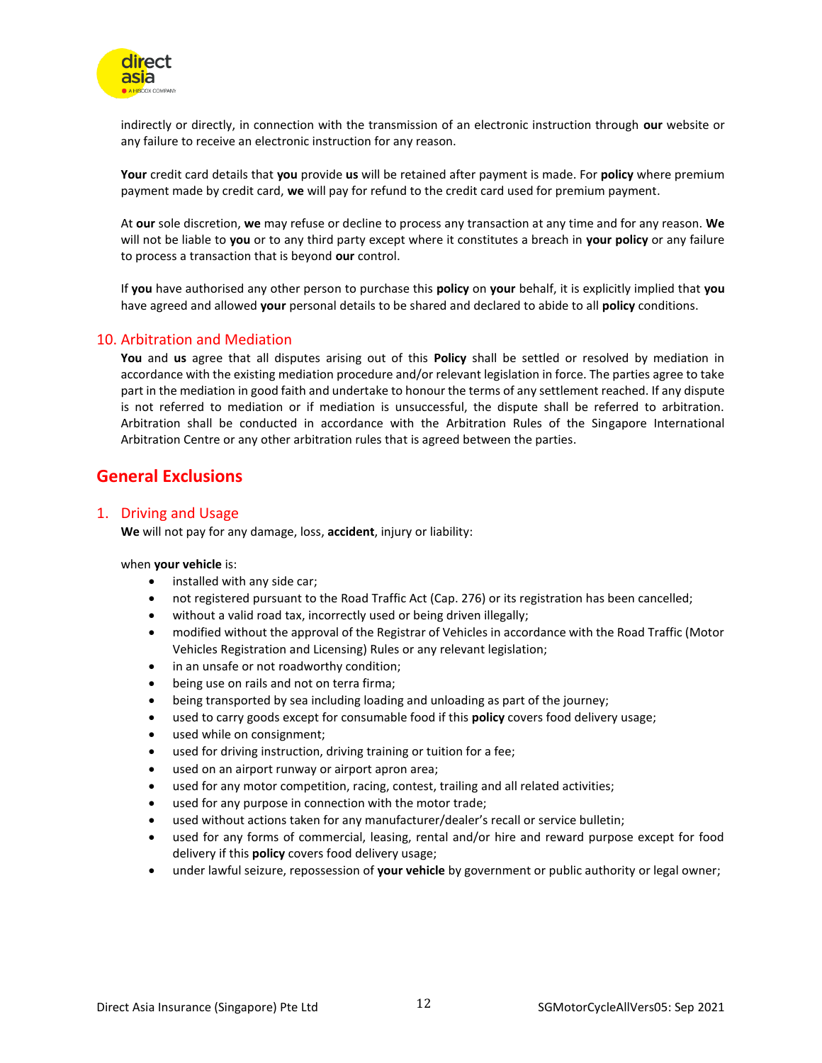indirectly or directly, in connection with the transmission of an electronic instruction through **our** website or any failure to receive an electronic instruction for any reason.

**Your** credit card details that **you** provide **us** will be retained after payment is made. For **policy** where premium payment made by credit card, **we** will pay for refund to the credit card used for premium payment.

At **our** sole discretion, **we** may refuse or decline to process any transaction at any time and for any reason. **We** will not be liable to **you** or to any third party except where it constitutes a breach in **your policy** or any failure to process a transaction that is beyond **our** control.

If **you** have authorised any other person to purchase this **policy** on **your** behalf, it is explicitly implied that **you** have agreed and allowed **your** personal details to be shared and declared to abide to all **policy** conditions.

### 10. Arbitration and Mediation

**You** and **us** agree that all disputes arising out of this **Policy** shall be settled or resolved by mediation in accordance with the existing mediation procedure and/or relevant legislation in force. The parties agree to take part in the mediation in good faith and undertake to honour the terms of any settlement reached. If any dispute is not referred to mediation or if mediation is unsuccessful, the dispute shall be referred to arbitration. Arbitration shall be conducted in accordance with the Arbitration Rules of the Singapore International Arbitration Centre or any other arbitration rules that is agreed between the parties.

## General Exclusions

### 1. Driving and Usage

**We** will not pay for any damage, loss, **accident**, injury or liability:

when **your vehicle** is:

- installed with any side car;
- not registered pursuant to the Road Traffic Act (Cap. 276) or its registration has been cancelled;
- without a valid road tax, incorrectly used or being driven illegally;
- modified without the approval of the Registrar of Vehicles in accordance with the Road Traffic (Motor Vehicles Registration and Licensing) Rules or any relevant legislation;
- in an unsafe or not roadworthy condition;
- being use on rails and not on terra firma;
- being transported by sea including loading and unloading as part of the journey;
- used to carry goods except for consumable food if this **policy** covers food delivery usage;
- used while on consignment;
- used for driving instruction, driving training or tuition for a fee;
- used on an airport runway or airport apron area;
- used for any motor competition, racing, contest, trailing and all related activities;
- used for any purpose in connection with the motor trade;
- used without actions taken for any manufacturer/dealer's recall or service bulletin;
- used for any forms of commercial, leasing, rental and/or hire and reward purpose except for food delivery if this **policy** covers food delivery usage;
- under lawful seizure, repossession of **your vehicle** by government or public authority or legal owner;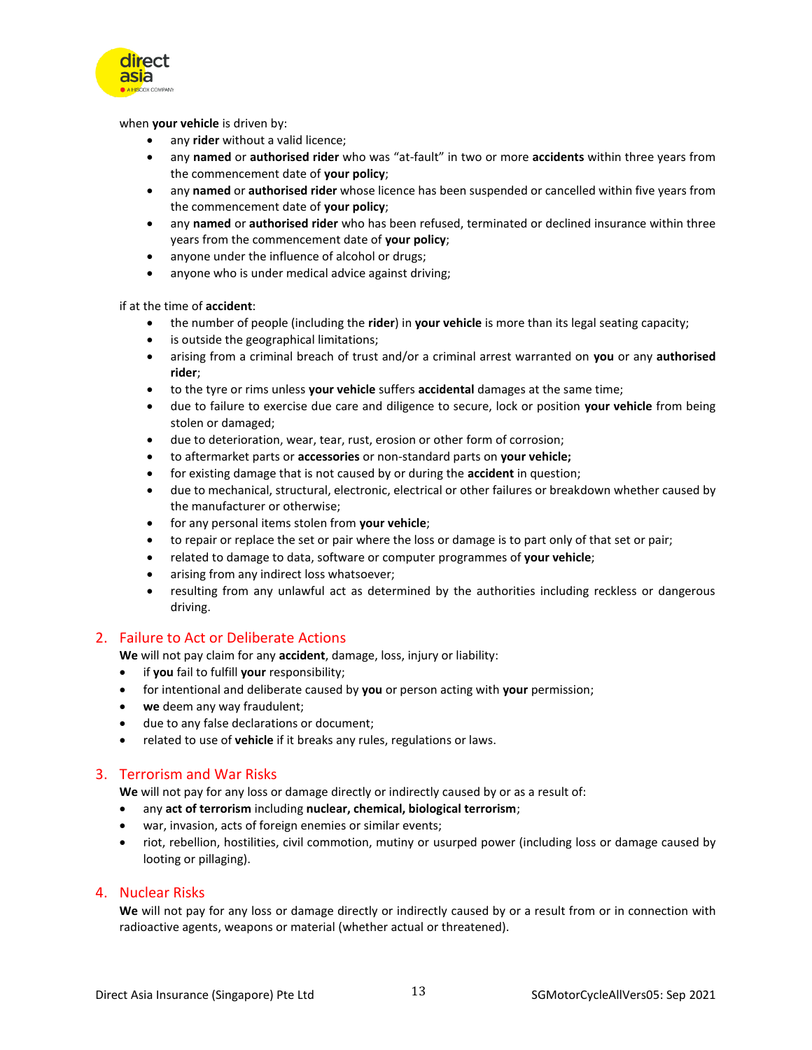when **your vehicle** is driven by:

- any **rider** without a valid licence;
- any **named** or **authorised rider** who was "at-fault" in two or more **accidents** within three years from the commencement date of **your policy**;
- any **named** or **authorised rider** whose licence has been suspended or cancelled within five years from the commencement date of **your policy**;
- any **named** or **authorised rider** who has been refused, terminated or declined insurance within three years from the commencement date of **your policy**;
- anyone under the influence of alcohol or drugs;
- anyone who is under medical advice against driving;

if at the time of **accident**:

- the number of people (including the **rider**) in **your vehicle** is more than its legal seating capacity;
- is outside the geographical limitations;
- arising from a criminal breach of trust and/or a criminal arrest warranted on **you** or any **authorised rider**;
- to the tyre or rims unless **your vehicle** suffers **accidental** damages at the same time;
- due to failure to exercise due care and diligence to secure, lock or position **your vehicle** from being stolen or damaged;
- due to deterioration, wear, tear, rust, erosion or other form of corrosion;
- to aftermarket parts or **accessories** or non-standard parts on **your vehicle;**
- for existing damage that is not caused by or during the **accident** in question;
- due to mechanical, structural, electronic, electrical or other failures or breakdown whether caused by the manufacturer or otherwise;
- for any personal items stolen from **your vehicle**;
- to repair or replace the set or pair where the loss or damage is to part only of that set or pair;
- related to damage to data, software or computer programmes of **your vehicle**;
- arising from any indirect loss whatsoever;
- resulting from any unlawful act as determined by the authorities including reckless or dangerous driving.

## 2. Failure to Act or Deliberate Actions

**We** will not pay claim for any **accident**, damage, loss, injury or liability:

- if **you** fail to fulfill **your** responsibility;
- for intentional and deliberate caused by **you** or person acting with **your** permission;
- **we** deem any way fraudulent;
- due to any false declarations or document;
- related to use of **vehicle** if it breaks any rules, regulations or laws.

## 3. Terrorism and War Risks

**We** will not pay for any loss or damage directly or indirectly caused by or as a result of:

- any **act of terrorism** including **nuclear, chemical, biological terrorism**;
- war, invasion, acts of foreign enemies or similar events;
- riot, rebellion, hostilities, civil commotion, mutiny or usurped power (including loss or damage caused by looting or pillaging).

## 4. Nuclear Risks

**We** will not pay for any loss or damage directly or indirectly caused by or a result from or in connection with radioactive agents, weapons or material (whether actual or threatened).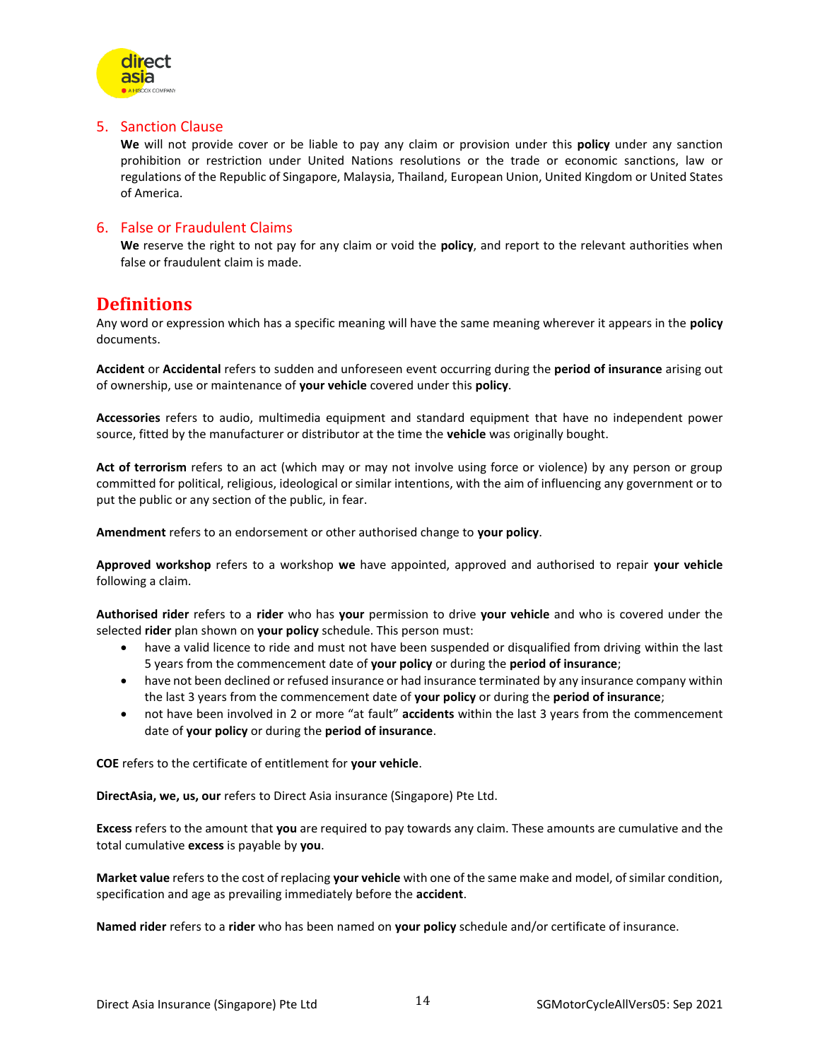## 5. Sanction Clause

**We** will not provide cover or be liable to pay any claim or provision under this **policy** under any sanction prohibition or restriction under United Nations resolutions or the trade or economic sanctions, law or regulations of the Republic of Singapore, Malaysia, Thailand, European Union, United Kingdom or United States of America.

## 6. False or Fraudulent Claims

**We** reserve the right to not pay for any claim or void the **policy**, and report to the relevant authorities when false or fraudulent claim is made.

# Definitions

Any word or expression which has a specific meaning will have the same meaning wherever it appears in the **policy** documents.

**Accident** or **Accidental** refers to sudden and unforeseen event occurring during the **period of insurance** arising out of ownership, use or maintenance of **your vehicle** covered under this **policy**.

**Accessories** refers to audio, multimedia equipment and standard equipment that have no independent power source, fitted by the manufacturer or distributor at the time the **vehicle** was originally bought.

**Act of terrorism** refers to an act (which may or may not involve using force or violence) by any person or group committed for political, religious, ideological or similar intentions, with the aim of influencing any government or to put the public or any section of the public, in fear.

**Amendment** refers to an endorsement or other authorised change to **your policy**.

**Approved workshop** refers to a workshop **we** have appointed, approved and authorised to repair **your vehicle** following a claim.

**Authorised rider** refers to a **rider** who has **your** permission to drive **your vehicle** and who is covered under the selected **rider** plan shown on **your policy** schedule. This person must:

- have a valid licence to ride and must not have been suspended or disqualified from driving within the last 5 years from the commencement date of **your policy** or during the **period of insurance**;
- have not been declined or refused insurance or had insurance terminated by any insurance company within the last 3 years from the commencement date of **your policy** or during the **period of insurance**;
- not have been involved in 2 or more "at fault" **accidents** within the last 3 years from the commencement date of **your policy** or during the **period of insurance**.

**COE** refers to the certificate of entitlement for **your vehicle**.

**DirectAsia, we, us, our** refers to Direct Asia insurance (Singapore) Pte Ltd.

**Excess** refers to the amount that **you** are required to pay towards any claim. These amounts are cumulative and the total cumulative **excess** is payable by **you**.

**Market value** refers to the cost of replacing **your vehicle** with one of the same make and model, of similar condition, specification and age as prevailing immediately before the **accident**.

**Named rider** refers to a **rider** who has been named on **your policy** schedule and/or certificate of insurance.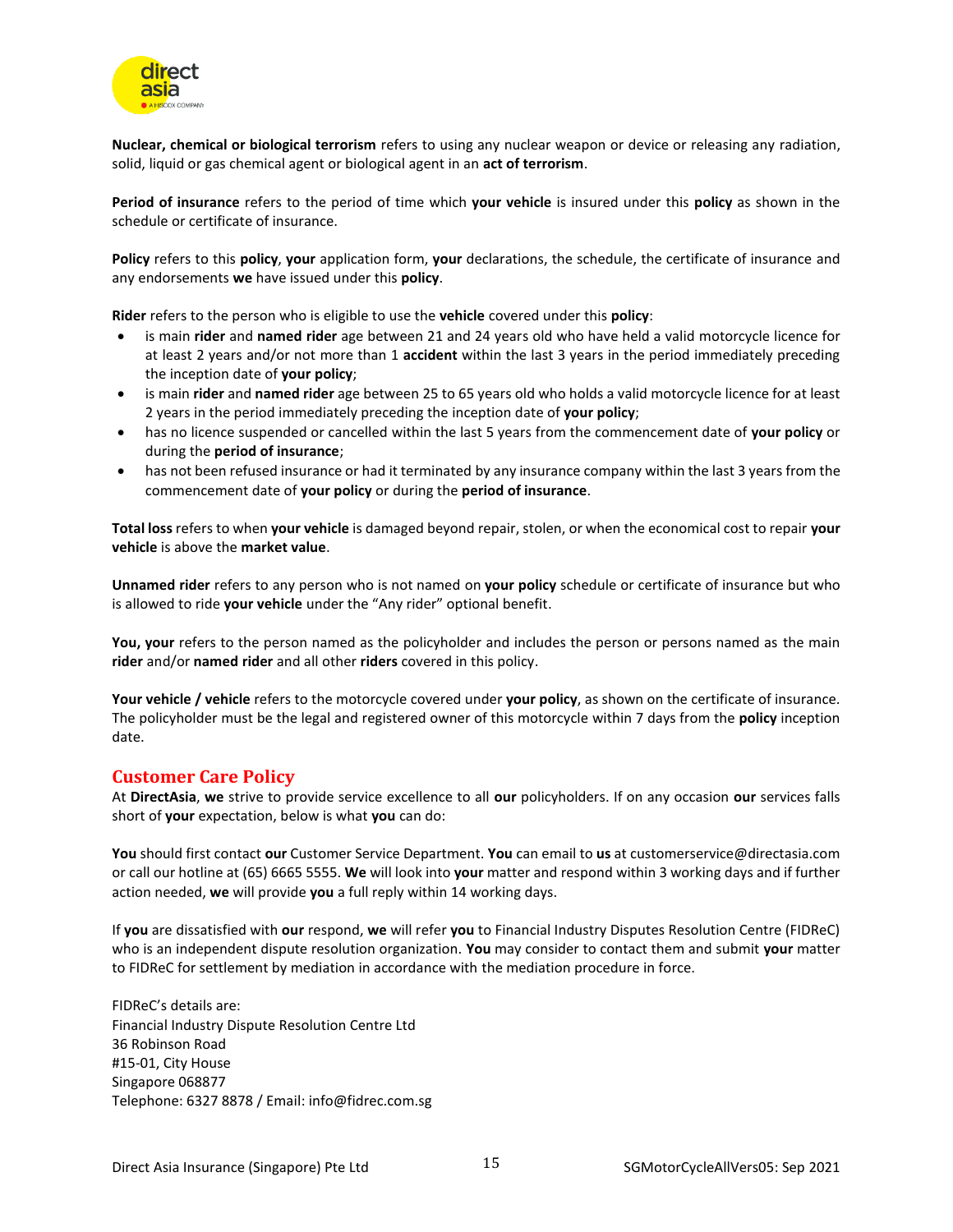**Nuclear, chemical or biological terrorism** refers to using any nuclear weapon or device or releasing any radiation, solid, liquid or gas chemical agent or biological agent in an **act of terrorism**.

**Period of insurance** refers to the period of time which **your vehicle** is insured under this **policy** as shown in the schedule or certificate of insurance.

**Policy** refers to this **policy**, **your** application form, **your** declarations, the schedule, the certificate of insurance and any endorsements **we** have issued under this **policy**.

**Rider** refers to the person who is eligible to use the **vehicle** covered under this **policy**:

- is main **rider** and **named rider** age between 21 and 24 years old who have held a valid motorcycle licence for at least 2 years and/or not more than 1 **accident** within the last 3 years in the period immediately preceding the inception date of **your policy**;
- is main **rider** and **named rider** age between 25 to 65 years old who holds a valid motorcycle licence for at least 2 years in the period immediately preceding the inception date of **your policy**;
- has no licence suspended or cancelled within the last 5 years from the commencement date of **your policy** or during the **period of insurance**;
- has not been refused insurance or had it terminated by any insurance company within the last 3 years from the commencement date of **your policy** or during the **period of insurance**.

**Total loss** refers to when **your vehicle** is damaged beyond repair, stolen, or when the economical cost to repair **your vehicle** is above the **market value**.

**Unnamed rider** refers to any person who is not named on **your policy** schedule or certificate of insurance but who is allowed to ride **your vehicle** under the "Any rider" optional benefit.

**You, your** refers to the person named as the policyholder and includes the person or persons named as the main **rider** and/or **named rider** and all other **riders** covered in this policy.

**Your vehicle / vehicle** refers to the motorcycle covered under **your policy**, as shown on the certificate of insurance. The policyholder must be the legal and registered owner of this motorcycle within 7 days from the **policy** inception date.

## Customer Care Policy

At **DirectAsia**, **we** strive to provide service excellence to all **our** policyholders. If on any occasion **our** services falls short of **your** expectation, below is what **you** can do:

**You** should first contact **our** Customer Service Department. **You** can email to **us** at customerservice@directasia.com or call our hotline at (65) 6665 5555. **We** will look into **your** matter and respond within 3 working days and if further action needed, **we** will provide **you** a full reply within 14 working days.

If **you** are dissatisfied with **our** respond, **we** will refer **you** to Financial Industry Disputes Resolution Centre (FIDReC) who is an independent dispute resolution organization. **You** may consider to contact them and submit **your** matter to FIDReC for settlement by mediation in accordance with the mediation procedure in force.

FIDReC's details are:
Financial Industry Dispute Resolution Centre Ltd
36 Robinson Road
#15-01, City House
Singapore 068877
Telephone: 6327 8878 / Email: info@fidrec.com.sg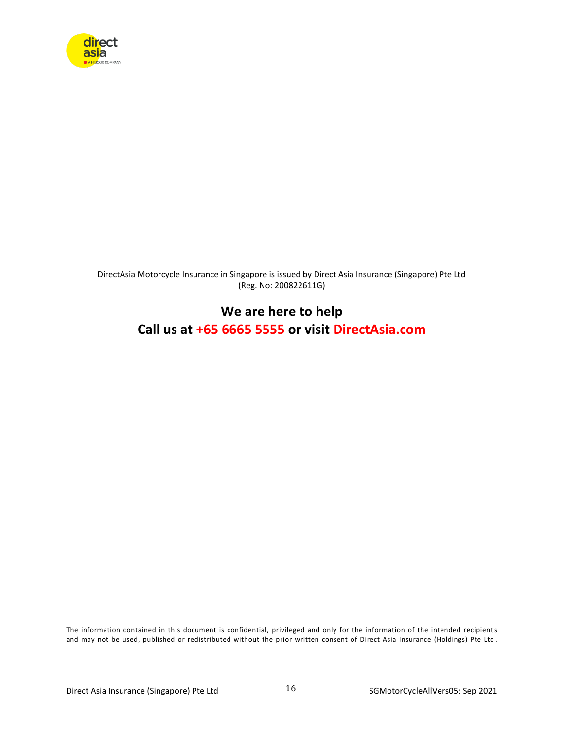DirectAsia Motorcycle Insurance in Singapore is issued by Direct Asia Insurance (Singapore) Pte Ltd (Reg. No: 200822611G)

## We are here to help
## Call us at +65 6665 5555 or visit DirectAsia.com

The information contained in this document is confidential, privileged and only for the information of the intended recipients and may not be used, published or redistributed without the prior written consent of Direct Asia Insurance (Holdings) Pte Ltd.